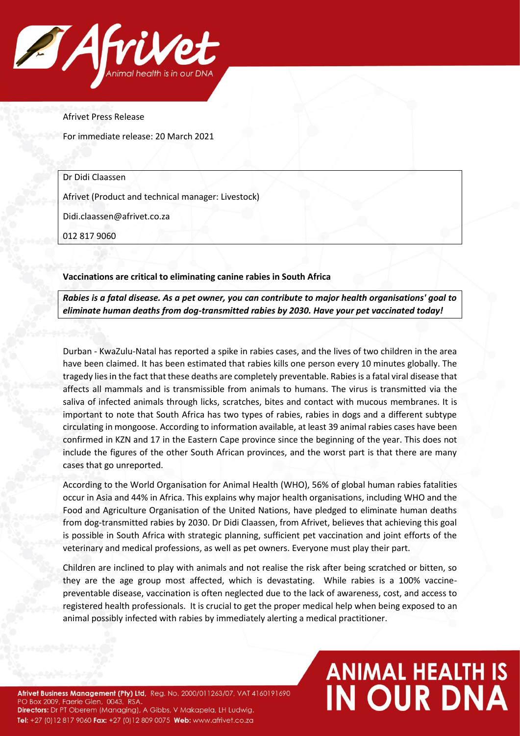Afrivet Press Release

For immediate release: 20 March 2021

Dr Didi Claassen

Afrivet (Product and technical manager: Livestock)

Didi.claassen@afrivet.co.za

012 817 9060

**Vaccinations are critical to eliminating canine rabies in South Africa**

***Rabies is a fatal disease. As a pet owner, you can contribute to major health organisations' goal to eliminate human deaths from dog-transmitted rabies by 2030. Have your pet vaccinated today!***

Durban - KwaZulu-Natal has reported a spike in rabies cases, and the lives of two children in the area have been claimed. It has been estimated that rabies kills one person every 10 minutes globally. The tragedy lies in the fact that these deaths are completely preventable. Rabies is a fatal viral disease that affects all mammals and is transmissible from animals to humans. The virus is transmitted via the saliva of infected animals through licks, scratches, bites and contact with mucous membranes. It is important to note that South Africa has two types of rabies, rabies in dogs and a different subtype circulating in mongoose. According to information available, at least 39 animal rabies cases have been confirmed in KZN and 17 in the Eastern Cape province since the beginning of the year. This does not include the figures of the other South African provinces, and the worst part is that there are many cases that go unreported.

According to the World Organisation for Animal Health (WHO), 56% of global human rabies fatalities occur in Asia and 44% in Africa. This explains why major health organisations, including WHO and the Food and Agriculture Organisation of the United Nations, have pledged to eliminate human deaths from dog-transmitted rabies by 2030. Dr Didi Claassen, from Afrivet, believes that achieving this goal is possible in South Africa with strategic planning, sufficient pet vaccination and joint efforts of the veterinary and medical professions, as well as pet owners. Everyone must play their part.

Children are inclined to play with animals and not realise the risk after being scratched or bitten, so they are the age group most affected, which is devastating. While rabies is a 100% vaccine-preventable disease, vaccination is often neglected due to the lack of awareness, cost, and access to registered health professionals. It is crucial to get the proper medical help when being exposed to an animal possibly infected with rabies by immediately alerting a medical practitioner.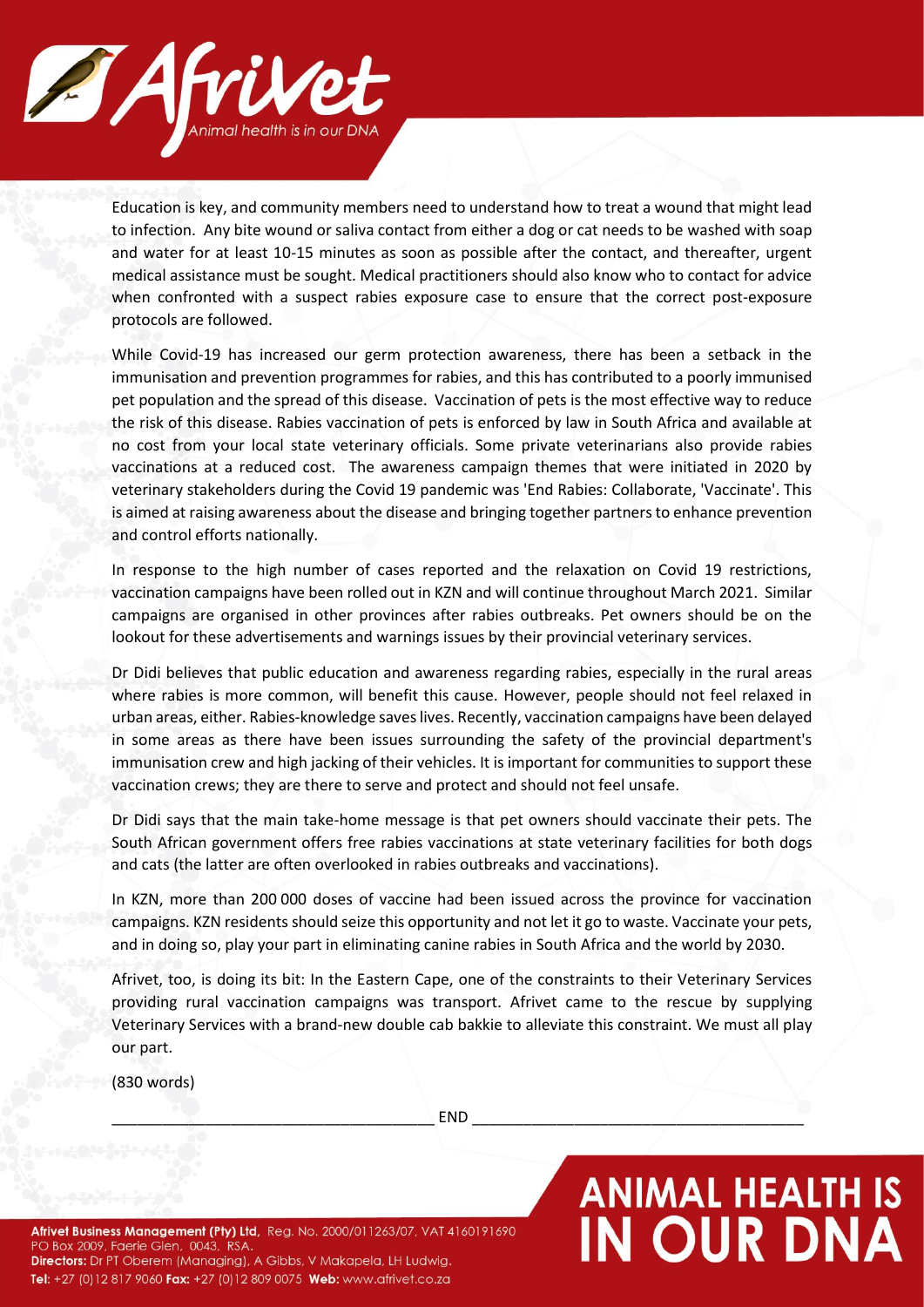Education is key, and community members need to understand how to treat a wound that might lead to infection. Any bite wound or saliva contact from either a dog or cat needs to be washed with soap and water for at least 10-15 minutes as soon as possible after the contact, and thereafter, urgent medical assistance must be sought. Medical practitioners should also know who to contact for advice when confronted with a suspect rabies exposure case to ensure that the correct post-exposure protocols are followed.

While Covid-19 has increased our germ protection awareness, there has been a setback in the immunisation and prevention programmes for rabies, and this has contributed to a poorly immunised pet population and the spread of this disease. Vaccination of pets is the most effective way to reduce the risk of this disease. Rabies vaccination of pets is enforced by law in South Africa and available at no cost from your local state veterinary officials. Some private veterinarians also provide rabies vaccinations at a reduced cost. The awareness campaign themes that were initiated in 2020 by veterinary stakeholders during the Covid 19 pandemic was 'End Rabies: Collaborate, 'Vaccinate'. This is aimed at raising awareness about the disease and bringing together partners to enhance prevention and control efforts nationally.

In response to the high number of cases reported and the relaxation on Covid 19 restrictions, vaccination campaigns have been rolled out in KZN and will continue throughout March 2021. Similar campaigns are organised in other provinces after rabies outbreaks. Pet owners should be on the lookout for these advertisements and warnings issues by their provincial veterinary services.

Dr Didi believes that public education and awareness regarding rabies, especially in the rural areas where rabies is more common, will benefit this cause. However, people should not feel relaxed in urban areas, either. Rabies-knowledge saves lives. Recently, vaccination campaigns have been delayed in some areas as there have been issues surrounding the safety of the provincial department's immunisation crew and high jacking of their vehicles. It is important for communities to support these vaccination crews; they are there to serve and protect and should not feel unsafe.

Dr Didi says that the main take-home message is that pet owners should vaccinate their pets. The South African government offers free rabies vaccinations at state veterinary facilities for both dogs and cats (the latter are often overlooked in rabies outbreaks and vaccinations).

In KZN, more than 200 000 doses of vaccine had been issued across the province for vaccination campaigns. KZN residents should seize this opportunity and not let it go to waste. Vaccinate your pets, and in doing so, play your part in eliminating canine rabies in South Africa and the world by 2030.

Afrivet, too, is doing its bit: In the Eastern Cape, one of the constraints to their Veterinary Services providing rural vaccination campaigns was transport. Afrivet came to the rescue by supplying Veterinary Services with a brand-new double cab bakkie to alleviate this constraint. We must all play our part.

(830 words)

END